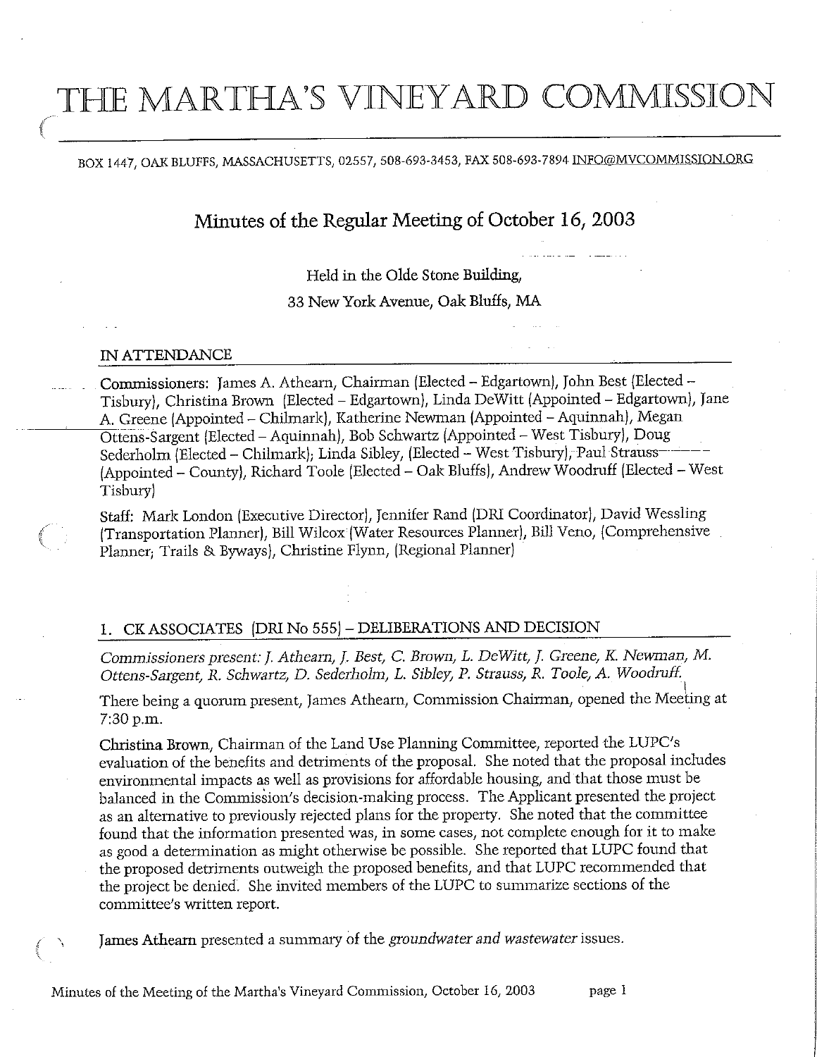# THE MARTHA'S VINEYARD COMMISSION

BOX 1447, OAK BLUFFS, MASSACHUSETTS, 02557, 508-693-3453, FAX 508-693-7894 INFO@MVCOMMISSION.ORG

## Minutes of the Regular Meeting of October 16, 2003

Held in the Olde Stone Building,
33 New York Avenue, Oak Bluffs, MA

### IN ATTENDANCE

Commissioners: James A. Athearn, Chairman (Elected – Edgartown), John Best (Elected – Tisbury), Christina Brown (Elected – Edgartown), Linda DeWitt (Appointed – Edgartown), Jane A. Greene (Appointed – Chilmark), Katherine Newman (Appointed – Aquinnah), Megan Ottens-Sargent (Elected – Aquinnah), Bob Schwartz (Appointed – West Tisbury), Doug Sederholm (Elected – Chilmark); Linda Sibley, (Elected – West Tisbury), Paul Strauss (Appointed – County), Richard Toole (Elected – Oak Bluffs), Andrew Woodruff (Elected – West Tisbury)

Staff: Mark London (Executive Director), Jennifer Rand (DRI Coordinator), David Wessling (Transportation Planner), Bill Wilcox (Water Resources Planner), Bill Veno, (Comprehensive Planner; Trails & Byways), Christine Flynn, (Regional Planner)

### 1. CK ASSOCIATES (DRI No 555) – DELIBERATIONS AND DECISION

*Commissioners present: J. Athearn, J. Best, C. Brown, L. DeWitt, J. Greene, K. Newman, M. Ottens-Sargent, R. Schwartz, D. Sederholm, L. Sibley, P. Strauss, R. Toole, A. Woodruff.*

There being a quorum present, James Athearn, Commission Chairman, opened the Meeting at 7:30 p.m.

Christina Brown, Chairman of the Land Use Planning Committee, reported the LUPC's evaluation of the benefits and detriments of the proposal. She noted that the proposal includes environmental impacts as well as provisions for affordable housing, and that those must be balanced in the Commission's decision-making process. The Applicant presented the project as an alternative to previously rejected plans for the property. She noted that the committee found that the information presented was, in some cases, not complete enough for it to make as good a determination as might otherwise be possible. She reported that LUPC found that the proposed detriments outweigh the proposed benefits, and that LUPC recommended that the project be denied. She invited members of the LUPC to summarize sections of the committee's written report.

James Athearn presented a summary of the *groundwater and wastewater* issues.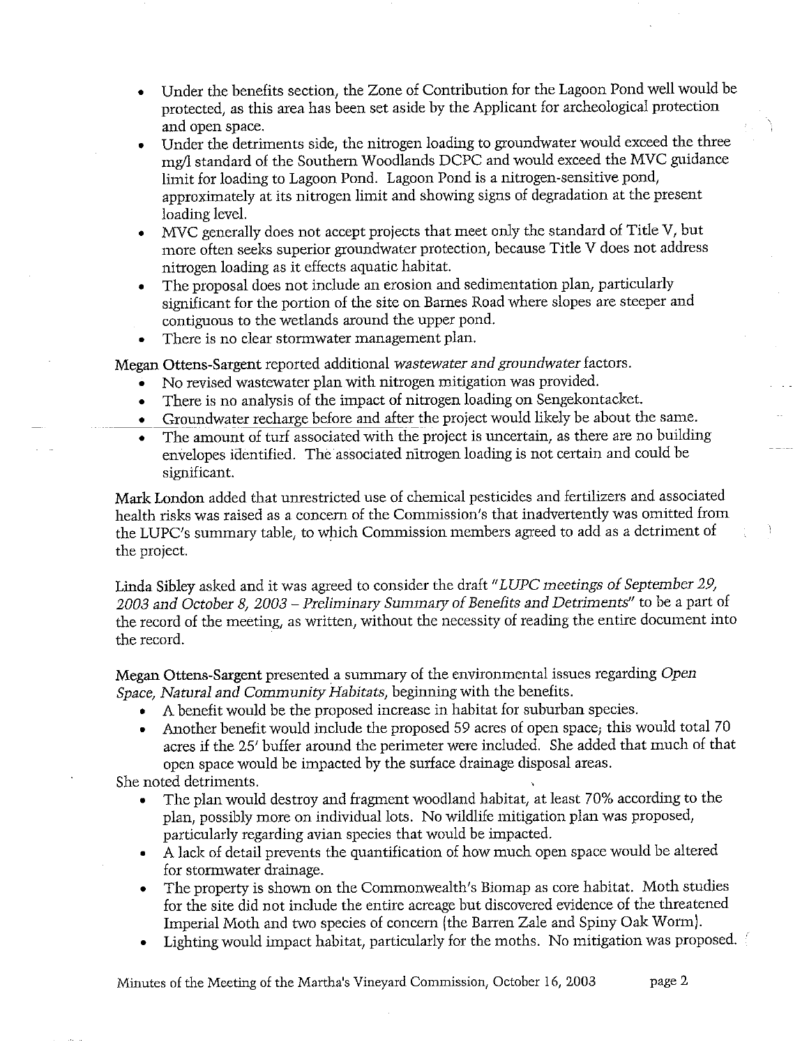- Under the benefits section, the Zone of Contribution for the Lagoon Pond well would be protected, as this area has been set aside by the Applicant for archeological protection and open space.
- Under the detriments side, the nitrogen loading to groundwater would exceed the three mg/l standard of the Southern Woodlands DCPC and would exceed the MVC guidance limit for loading to Lagoon Pond. Lagoon Pond is a nitrogen-sensitive pond, approximately at its nitrogen limit and showing signs of degradation at the present loading level.
- MVC generally does not accept projects that meet only the standard of Title V, but more often seeks superior groundwater protection, because Title V does not address nitrogen loading as it effects aquatic habitat.
- The proposal does not include an erosion and sedimentation plan, particularly significant for the portion of the site on Barnes Road where slopes are steeper and contiguous to the wetlands around the upper pond.
- There is no clear stormwater management plan.

**Megan Ottens-Sargent** reported additional *wastewater and groundwater* factors.

- No revised wastewater plan with nitrogen mitigation was provided.
- There is no analysis of the impact of nitrogen loading on Sengekontacket.
- Groundwater recharge before and after the project would likely be about the same.
- The amount of turf associated with the project is uncertain, as there are no building envelopes identified. The associated nitrogen loading is not certain and could be significant.

**Mark London** added that unrestricted use of chemical pesticides and fertilizers and associated health risks was raised as a concern of the Commission's that inadvertently was omitted from the LUPC's summary table, to which Commission members agreed to add as a detriment of the project.

**Linda Sibley** asked and it was agreed to consider the draft *"LUPC meetings of September 29, 2003 and October 8, 2003 – Preliminary Summary of Benefits and Detriments"* to be a part of the record of the meeting, as written, without the necessity of reading the entire document into the record.

**Megan Ottens-Sargent** presented a summary of the environmental issues regarding *Open Space, Natural and Community Habitats*, beginning with the benefits.

- A benefit would be the proposed increase in habitat for suburban species.
- Another benefit would include the proposed 59 acres of open space; this would total 70 acres if the 25' buffer around the perimeter were included. She added that much of that open space would be impacted by the surface drainage disposal areas.

She noted detriments.

- The plan would destroy and fragment woodland habitat, at least 70% according to the plan, possibly more on individual lots. No wildlife mitigation plan was proposed, particularly regarding avian species that would be impacted.
- A lack of detail prevents the quantification of how much open space would be altered for stormwater drainage.
- The property is shown on the Commonwealth's Biomap as core habitat. Moth studies for the site did not include the entire acreage but discovered evidence of the threatened Imperial Moth and two species of concern (the Barren Zale and Spiny Oak Worm).
- Lighting would impact habitat, particularly for the moths. No mitigation was proposed.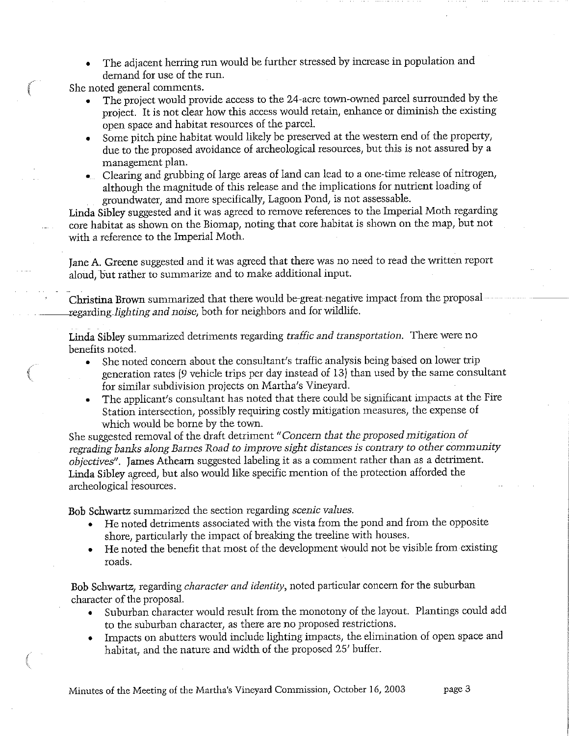- The adjacent herring run would be further stressed by increase in population and demand for use of the run.

She noted general comments.

- The project would provide access to the 24-acre town-owned parcel surrounded by the project. It is not clear how this access would retain, enhance or diminish the existing open space and habitat resources of the parcel.
- Some pitch pine habitat would likely be preserved at the western end of the property, due to the proposed avoidance of archeological resources, but this is not assured by a management plan.
- Clearing and grubbing of large areas of land can lead to a one-time release of nitrogen, although the magnitude of this release and the implications for nutrient loading of groundwater, and more specifically, Lagoon Pond, is not assessable.

**Linda Sibley** suggested and it was agreed to remove references to the Imperial Moth regarding core habitat as shown on the Biomap, noting that core habitat is shown on the map, but not with a reference to the Imperial Moth.

**Jane A. Greene** suggested and it was agreed that there was no need to read the written report aloud, but rather to summarize and to make additional input.

**Christina Brown** summarized that there would be great negative impact from the proposal regarding *lighting and noise*, both for neighbors and for wildlife.

**Linda Sibley** summarized detriments regarding *traffic and transportation*. There were no benefits noted.

- She noted concern about the consultant's traffic analysis being based on lower trip generation rates (9 vehicle trips per day instead of 13) than used by the same consultant for similar subdivision projects on Martha's Vineyard.
- The applicant's consultant has noted that there could be significant impacts at the Fire Station intersection, possibly requiring costly mitigation measures, the expense of which would be borne by the town.

She suggested removal of the draft detriment "*Concern that the proposed mitigation of regrading banks along Barnes Road to improve sight distances is contrary to other community objectives*". James Athearn suggested labeling it as a comment rather than as a detriment. Linda Sibley agreed, but also would like specific mention of the protection afforded the archeological resources.

**Bob Schwartz** summarized the section regarding *scenic values*.

- He noted detriments associated with the vista from the pond and from the opposite shore, particularly the impact of breaking the treeline with houses.
- He noted the benefit that most of the development would not be visible from existing roads.

**Bob Schwartz**, regarding *character and identity*, noted particular concern for the suburban character of the proposal.

- Suburban character would result from the monotony of the layout. Plantings could add to the suburban character, as there are no proposed restrictions.
- Impacts on abutters would include lighting impacts, the elimination of open space and habitat, and the nature and width of the proposed 25' buffer.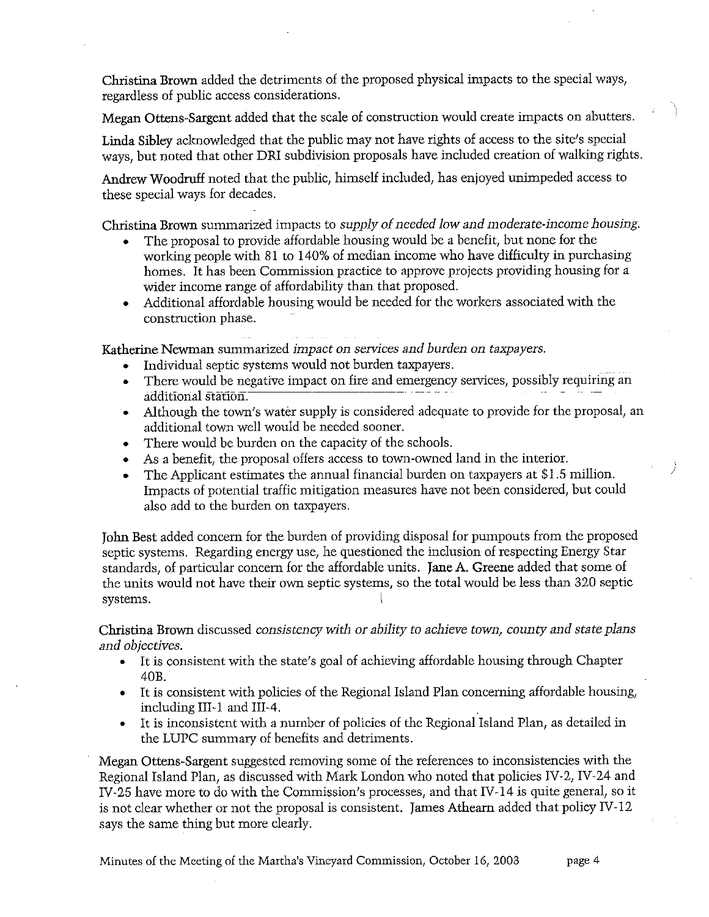**Christina Brown** added the detriments of the proposed physical impacts to the special ways, regardless of public access considerations.

**Megan Ottens-Sargent** added that the scale of construction would create impacts on abutters.

**Linda Sibley** acknowledged that the public may not have rights of access to the site's special ways, but noted that other DRI subdivision proposals have included creation of walking rights.

**Andrew Woodruff** noted that the public, himself included, has enjoyed unimpeded access to these special ways for decades.

**Christina Brown** summarized impacts to *supply of needed low and moderate-income housing.*

- The proposal to provide affordable housing would be a benefit, but none for the working people with 81 to 140% of median income who have difficulty in purchasing homes. It has been Commission practice to approve projects providing housing for a wider income range of affordability than that proposed.
- Additional affordable housing would be needed for the workers associated with the construction phase.

**Katherine Newman** summarized *impact on services and burden on taxpayers.*

- Individual septic systems would not burden taxpayers.
- There would be negative impact on fire and emergency services, possibly requiring an additional station.
- Although the town's water supply is considered adequate to provide for the proposal, an additional town well would be needed sooner.
- There would be burden on the capacity of the schools.
- As a benefit, the proposal offers access to town-owned land in the interior.
- The Applicant estimates the annual financial burden on taxpayers at $1.5 million. Impacts of potential traffic mitigation measures have not been considered, but could also add to the burden on taxpayers.

**John Best** added concern for the burden of providing disposal for pumpouts from the proposed septic systems. Regarding energy use, he questioned the inclusion of respecting Energy Star standards, of particular concern for the affordable units. **Jane A. Greene** added that some of the units would not have their own septic systems, so the total would be less than 320 septic systems.

**Christina Brown** discussed *consistency with or ability to achieve town, county and state plans and objectives.*

- It is consistent with the state's goal of achieving affordable housing through Chapter 40B.
- It is consistent with policies of the Regional Island Plan concerning affordable housing, including III-1 and III-4.
- It is inconsistent with a number of policies of the Regional Island Plan, as detailed in the LUPC summary of benefits and detriments.

**Megan Ottens-Sargent** suggested removing some of the references to inconsistencies with the Regional Island Plan, as discussed with Mark London who noted that policies IV-2, IV-24 and IV-25 have more to do with the Commission's processes, and that IV-14 is quite general, so it is not clear whether or not the proposal is consistent. **James Athearn** added that policy IV-12 says the same thing but more clearly.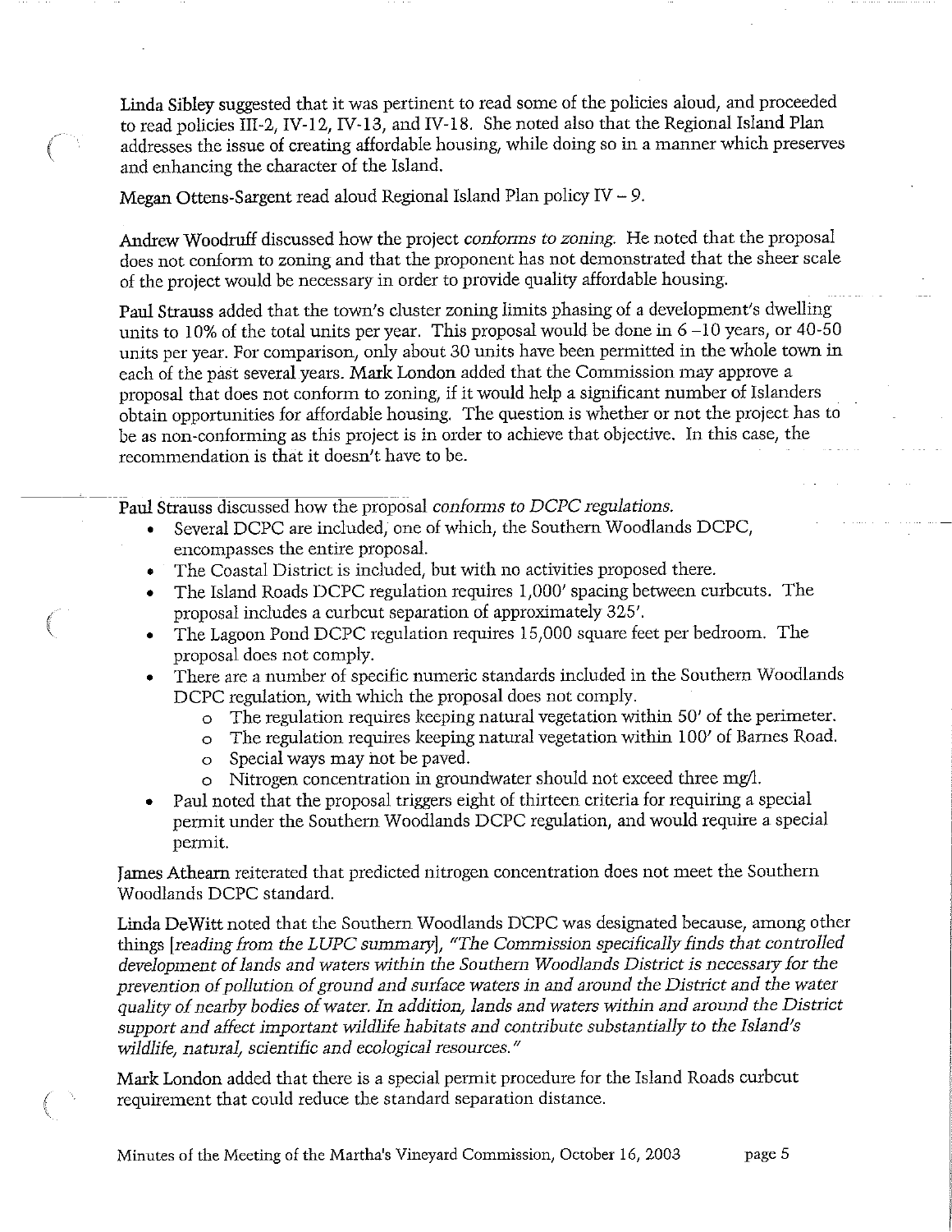Linda Sibley suggested that it was pertinent to read some of the policies aloud, and proceeded to read policies III-2, IV-12, IV-13, and IV-18. She noted also that the Regional Island Plan addresses the issue of creating affordable housing, while doing so in a manner which preserves and enhancing the character of the Island.

Megan Ottens-Sargent read aloud Regional Island Plan policy IV – 9.

Andrew Woodruff discussed how the project *conforms to zoning.* He noted that the proposal does not conform to zoning and that the proponent has not demonstrated that the sheer scale of the project would be necessary in order to provide quality affordable housing.

Paul Strauss added that the town's cluster zoning limits phasing of a development's dwelling units to 10% of the total units per year. This proposal would be done in 6 –10 years, or 40-50 units per year. For comparison, only about 30 units have been permitted in the whole town in each of the past several years. Mark London added that the Commission may approve a proposal that does not conform to zoning, if it would help a significant number of Islanders obtain opportunities for affordable housing. The question is whether or not the project has to be as non-conforming as this project is in order to achieve that objective. In this case, the recommendation is that it doesn't have to be.

Paul Strauss discussed how the proposal *conforms to DCPC regulations.*

- Several DCPC are included, one of which, the Southern Woodlands DCPC, encompasses the entire proposal.
- The Coastal District is included, but with no activities proposed there.
- The Island Roads DCPC regulation requires 1,000' spacing between curbcuts. The proposal includes a curbcut separation of approximately 325'.
- The Lagoon Pond DCPC regulation requires 15,000 square feet per bedroom. The proposal does not comply.
- There are a number of specific numeric standards included in the Southern Woodlands DCPC regulation, with which the proposal does not comply.
  - The regulation requires keeping natural vegetation within 50' of the perimeter.
  - The regulation requires keeping natural vegetation within 100' of Barnes Road.
  - Special ways may not be paved.
  - Nitrogen concentration in groundwater should not exceed three mg/l.
- Paul noted that the proposal triggers eight of thirteen criteria for requiring a special permit under the Southern Woodlands DCPC regulation, and would require a special permit.

James Athearn reiterated that predicted nitrogen concentration does not meet the Southern Woodlands DCPC standard.

Linda DeWitt noted that the Southern Woodlands DCPC was designated because, among other things [*reading from the LUPC summary*], *"The Commission specifically finds that controlled development of lands and waters within the Southern Woodlands District is necessary for the prevention of pollution of ground and surface waters in and around the District and the water quality of nearby bodies of water. In addition, lands and waters within and around the District support and affect important wildlife habitats and contribute substantially to the Island's wildlife, natural, scientific and ecological resources."*

Mark London added that there is a special permit procedure for the Island Roads curbcut requirement that could reduce the standard separation distance.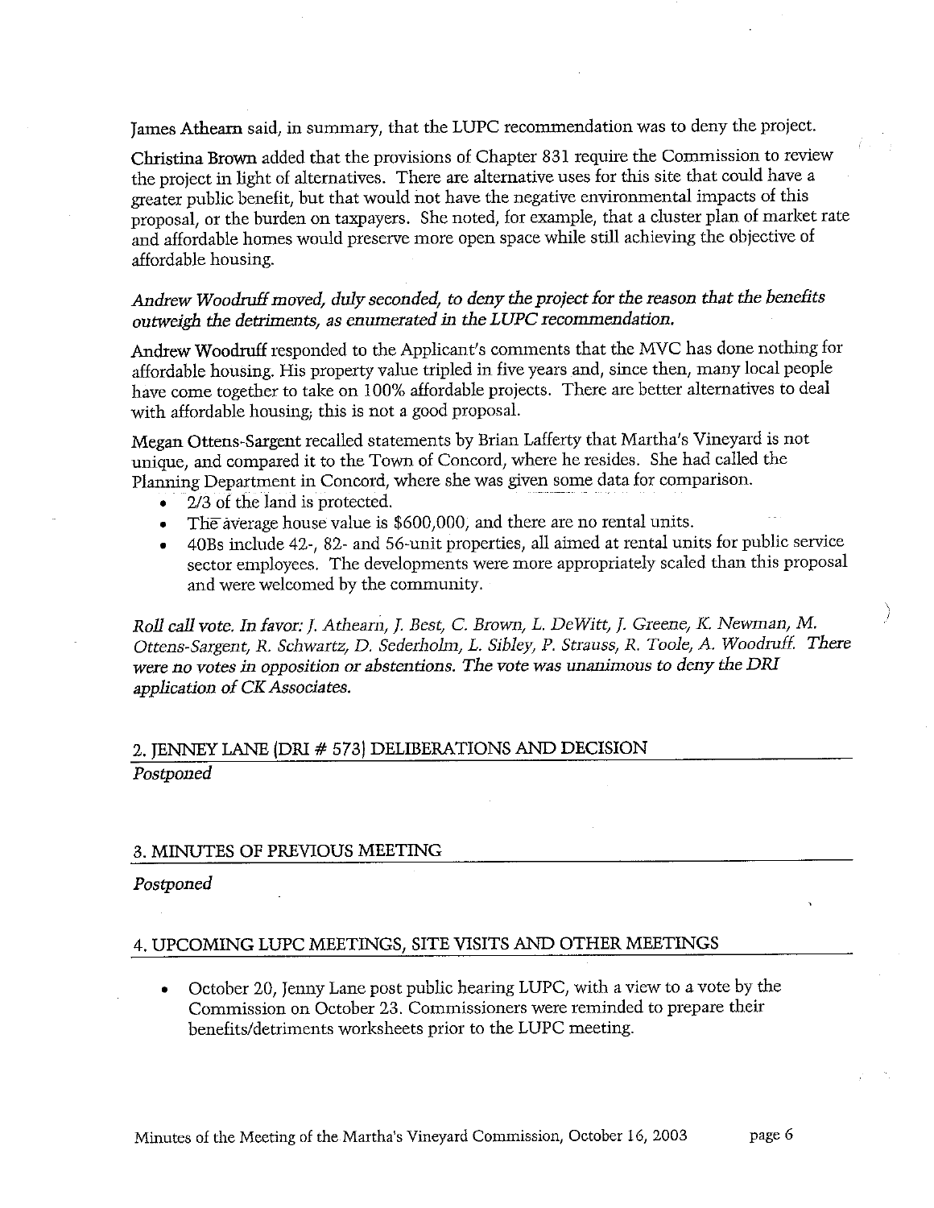James Athearn said, in summary, that the LUPC recommendation was to deny the project.

Christina Brown added that the provisions of Chapter 831 require the Commission to review the project in light of alternatives. There are alternative uses for this site that could have a greater public benefit, but that would not have the negative environmental impacts of this proposal, or the burden on taxpayers. She noted, for example, that a cluster plan of market rate and affordable homes would preserve more open space while still achieving the objective of affordable housing.

*Andrew Woodruff moved, duly seconded, to deny the project for the reason that the benefits outweigh the detriments, as enumerated in the LUPC recommendation.*

Andrew Woodruff responded to the Applicant's comments that the MVC has done nothing for affordable housing. His property value tripled in five years and, since then, many local people have come together to take on 100% affordable projects. There are better alternatives to deal with affordable housing; this is not a good proposal.

Megan Ottens-Sargent recalled statements by Brian Lafferty that Martha's Vineyard is not unique, and compared it to the Town of Concord, where he resides. She had called the Planning Department in Concord, where she was given some data for comparison.

- 2/3 of the land is protected.
- The average house value is $600,000, and there are no rental units.
- 40Bs include 42-, 82- and 56-unit properties, all aimed at rental units for public service sector employees. The developments were more appropriately scaled than this proposal and were welcomed by the community.

*Roll call vote. In favor: J. Athearn, J. Best, C. Brown, L. DeWitt, J. Greene, K. Newman, M. Ottens-Sargent, R. Schwartz, D. Sederholm, L. Sibley, P. Strauss, R. Toole, A. Woodruff. There were no votes in opposition or abstentions. The vote was unanimous to deny the DRI application of CK Associates.*

## 2. JENNEY LANE (DRI # 573) DELIBERATIONS AND DECISION

*Postponed*

## 3. MINUTES OF PREVIOUS MEETING

*Postponed*

## 4. UPCOMING LUPC MEETINGS, SITE VISITS AND OTHER MEETINGS

- October 20, Jenny Lane post public hearing LUPC, with a view to a vote by the Commission on October 23. Commissioners were reminded to prepare their benefits/detriments worksheets prior to the LUPC meeting.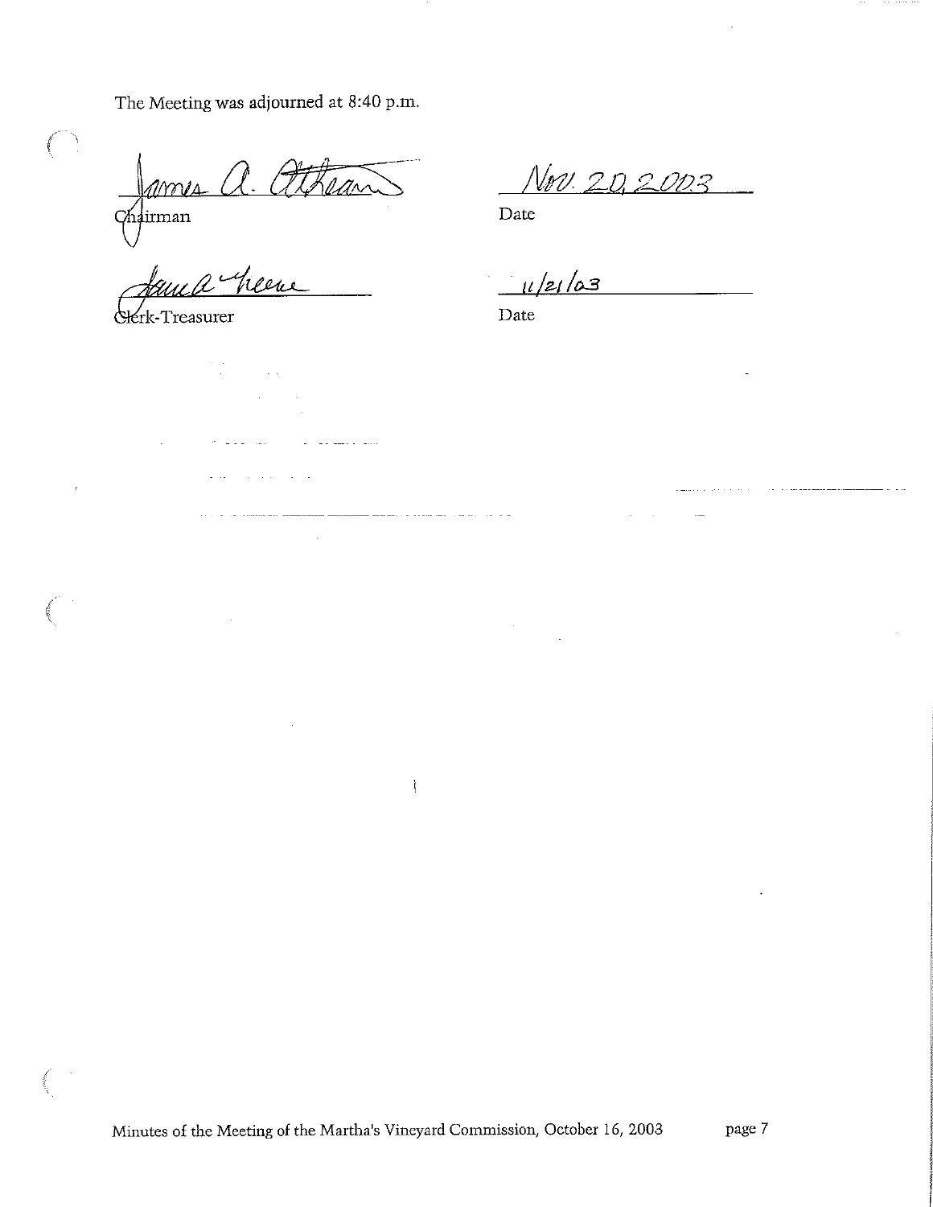The Meeting was adjourned at 8:40 p.m.

James A. Athearn
Chairman

Nov. 20, 2003
Date

Jane A. Greene
Clerk-Treasurer

11/21/03
Date